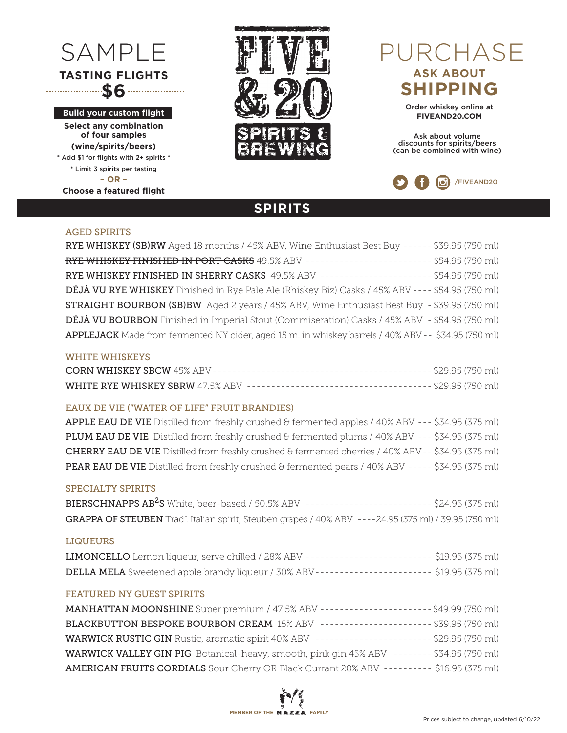# SAMPLE

## TASTING FLIGHTS

## $6

**Build your custom flight**

**Select any combination of four samples (wine/spirits/beers)**

\* Add $1 for flights with 2+ spirits \*

\* Limit 3 spirits per tasting

**– OR –**

**Choose a featured flight**

# FIVE & 20 SPIRITS & BREWING

# PURCHASE

**ASK ABOUT SHIPPING**

Order whiskey online at **FIVEAND20.COM**

Ask about volume discounts for spirits/beers (can be combined with wine)

/FIVEAND20

## SPIRITS

### AGED SPIRITS

**RYE WHISKEY (SB)RW** Aged 18 months / 45% ABV, Wine Enthusiast Best Buy ------ $39.95 (750 ml)

~~**RYE WHISKEY FINISHED IN PORT CASKS**~~ 49.5% ABV -------------------------- $54.95 (750 ml)

~~**RYE WHISKEY FINISHED IN SHERRY CASKS**~~ 49.5% ABV ----------------------- $54.95 (750 ml)

**DÉJÀ VU RYE WHISKEY** Finished in Rye Pale Ale (Rhiskey Biz) Casks / 45% ABV ---- $54.95 (750 ml)

**STRAIGHT BOURBON (SB)BW** Aged 2 years / 45% ABV, Wine Enthusiast Best Buy - $39.95 (750 ml)

**DÉJÀ VU BOURBON** Finished in Imperial Stout (Commiseration) Casks / 45% ABV - $54.95 (750 ml)

**APPLEJACK** Made from fermented NY cider, aged 15 m. in whiskey barrels / 40% ABV -- $34.95 (750 ml)

### WHITE WHISKEYS

**CORN WHISKEY SBCW** 45% ABV -------------------------------------------- $29.95 (750 ml)

**WHITE RYE WHISKEY SBRW** 47.5% ABV -------------------------------------- $29.95 (750 ml)

### EAUX DE VIE ("WATER OF LIFE" FRUIT BRANDIES)

**APPLE EAU DE VIE** Distilled from freshly crushed & fermented apples / 40% ABV --- $34.95 (375 ml)

~~**PLUM EAU DE VIE**~~ Distilled from freshly crushed & fermented plums / 40% ABV --- $34.95 (375 ml)

**CHERRY EAU DE VIE** Distilled from freshly crushed & fermented cherries / 40% ABV -- $34.95 (375 ml)

**PEAR EAU DE VIE** Distilled from freshly crushed & fermented pears / 40% ABV ----- $34.95 (375 ml)

### SPECIALTY SPIRITS

**BIERSCHNAPPS AB$^2$S** White, beer-based / 50.5% ABV -------------------------- $24.95 (375 ml)

**GRAPPA OF STEUBEN** Trad'l Italian spirit; Steuben grapes / 40% ABV ----24.95 (375 ml) / 39.95 (750 ml)

### LIQUEURS

**LIMONCELLO** Lemon liqueur, serve chilled / 28% ABV -------------------------- $19.95 (375 ml)

**DELLA MELA** Sweetened apple brandy liqueur / 30% ABV------------------------ $19.95 (375 ml)

### FEATURED NY GUEST SPIRITS

**MANHATTAN MOONSHINE** Super premium / 47.5% ABV ----------------------$49.99 (750 ml)

**BLACKBUTTON BESPOKE BOURBON CREAM** 15% ABV ----------------------- $39.95 (750 ml)

**WARWICK RUSTIC GIN** Rustic, aromatic spirit 40% ABV ------------------------ $29.95 (750 ml)

**WARWICK VALLEY GIN PIG** Botanical-heavy, smooth, pink gin 45% ABV -------- $34.95 (750 ml)

**AMERICAN FRUITS CORDIALS** Sour Cherry OR Black Currant 20% ABV ---------- $16.95 (375 ml)

MEMBER OF THE MAZZA FAMILY

Prices subject to change, updated 6/10/22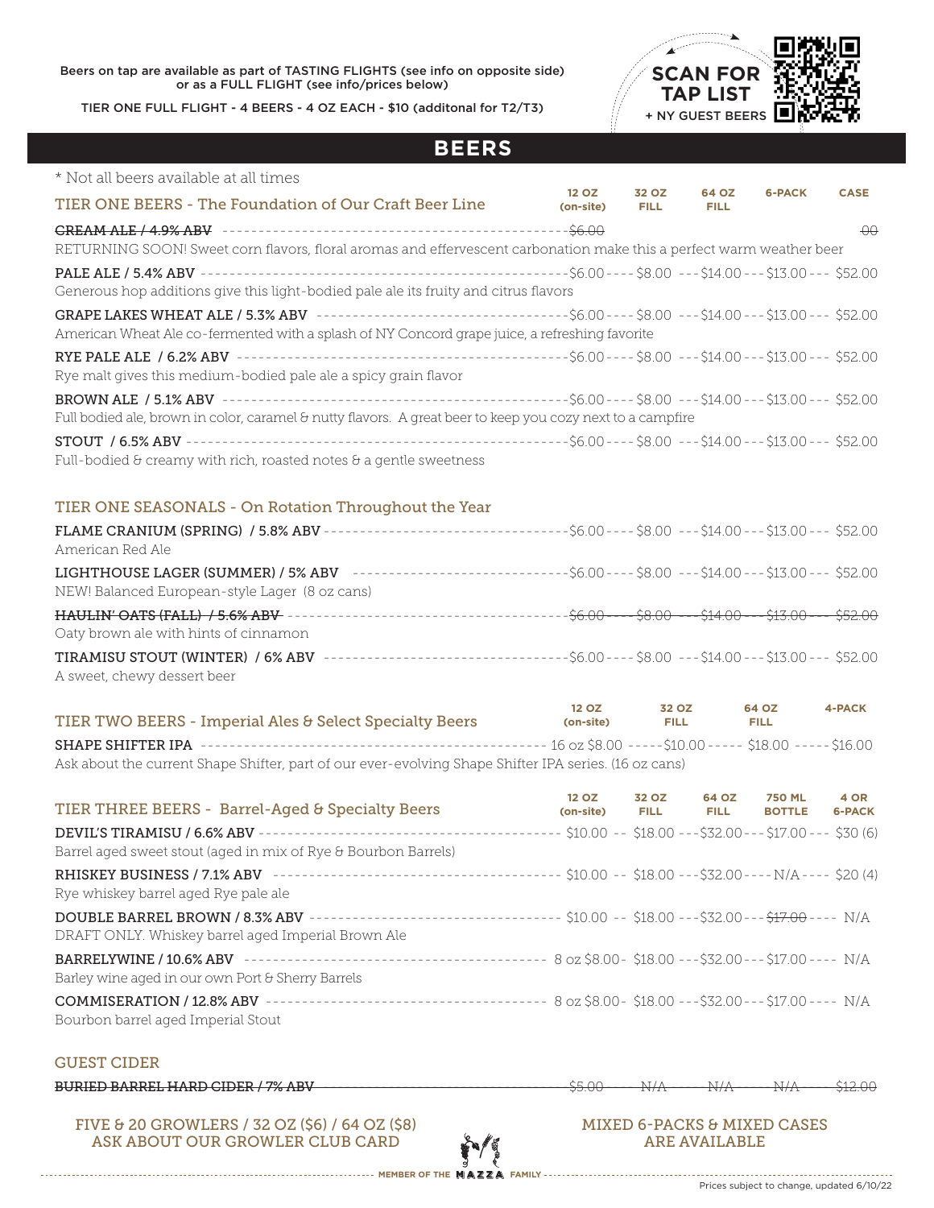Beers on tap are available as part of TASTING FLIGHTS (see info on opposite side) or as a FULL FLIGHT (see info/prices below)

TIER ONE FULL FLIGHT - 4 BEERS - 4 OZ EACH - $10 (additonal for T2/T3)

SCAN FOR TAP LIST + NY GUEST BEERS

# BEERS

* Not all beers available at all times

## TIER ONE BEERS - The Foundation of Our Craft Beer Line

| | 12 OZ (on-site) | 32 OZ FILL | 64 OZ FILL | 6-PACK | CASE |
|---|---|---|---|---|---|
| ~~CREAM ALE / 4.9% ABV~~<br>RETURNING SOON! Sweet corn flavors, floral aromas and effervescent carbonation make this a perfect warm weather beer | ~~$6.00~~ | | | | ~~00~~ |
| **PALE ALE / 5.4% ABV**<br>Generous hop additions give this light-bodied pale ale its fruity and citrus flavors | $6.00 | $8.00 | $14.00 | $13.00 | $52.00 |
| **GRAPE LAKES WHEAT ALE / 5.3% ABV**<br>American Wheat Ale co-fermented with a splash of NY Concord grape juice, a refreshing favorite | $6.00 | $8.00 | $14.00 | $13.00 | $52.00 |
| **RYE PALE ALE / 6.2% ABV**<br>Rye malt gives this medium-bodied pale ale a spicy grain flavor | $6.00 | $8.00 | $14.00 | $13.00 | $52.00 |
| **BROWN ALE / 5.1% ABV**<br>Full bodied ale, brown in color, caramel & nutty flavors. A great beer to keep you cozy next to a campfire | $6.00 | $8.00 | $14.00 | $13.00 | $52.00 |
| **STOUT / 6.5% ABV**<br>Full-bodied & creamy with rich, roasted notes & a gentle sweetness | $6.00 | $8.00 | $14.00 | $13.00 | $52.00 |

## TIER ONE SEASONALS - On Rotation Throughout the Year

| | 12 OZ (on-site) | 32 OZ FILL | 64 OZ FILL | 6-PACK | CASE |
|---|---|---|---|---|---|
| **FLAME CRANIUM (SPRING) / 5.8% ABV**<br>American Red Ale | $6.00 | $8.00 | $14.00 | $13.00 | $52.00 |
| **LIGHTHOUSE LAGER (SUMMER) / 5% ABV**<br>NEW! Balanced European-style Lager (8 oz cans) | $6.00 | $8.00 | $14.00 | $13.00 | $52.00 |
| ~~HAULIN' OATS (FALL) / 5.6% ABV~~<br>Oaty brown ale with hints of cinnamon | ~~$6.00~~ | ~~$8.00~~ | ~~$14.00~~ | ~~$13.00~~ | ~~$52.00~~ |
| **TIRAMISU STOUT (WINTER) / 6% ABV**<br>A sweet, chewy dessert beer | $6.00 | $8.00 | $14.00 | $13.00 | $52.00 |

## TIER TWO BEERS - Imperial Ales & Select Specialty Beers

| | 12 OZ (on-site) | 32 OZ FILL | 64 OZ FILL | 4-PACK |
|---|---|---|---|---|
| **SHAPE SHIFTER IPA**<br>Ask about the current Shape Shifter, part of our ever-evolving Shape Shifter IPA series. (16 oz cans) | 16 oz $8.00 | $10.00 | $18.00 | $16.00 |

## TIER THREE BEERS - Barrel-Aged & Specialty Beers

| | 12 OZ (on-site) | 32 OZ FILL | 64 OZ FILL | 750 ML BOTTLE | 4 OR 6-PACK |
|---|---|---|---|---|---|
| **DEVIL'S TIRAMISU / 6.6% ABV**<br>Barrel aged sweet stout (aged in mix of Rye & Bourbon Barrels) | $10.00 | $18.00 | $32.00 | $17.00 | $30 (6) |
| **RHISKEY BUSINESS / 7.1% ABV**<br>Rye whiskey barrel aged Rye pale ale | $10.00 | $18.00 | $32.00 | N/A | $20 (4) |
| **DOUBLE BARREL BROWN / 8.3% ABV**<br>DRAFT ONLY. Whiskey barrel aged Imperial Brown Ale | $10.00 | $18.00 | $32.00 | ~~$17.00~~ | N/A |
| **BARRELYWINE / 10.6% ABV**<br>Barley wine aged in our own Port & Sherry Barrels | 8 oz $8.00 | $18.00 | $32.00 | $17.00 | N/A |
| **COMMISERATION / 12.8% ABV**<br>Bourbon barrel aged Imperial Stout | 8 oz $8.00 | $18.00 | $32.00 | $17.00 | N/A |

## GUEST CIDER

| | 12 OZ (on-site) | 32 OZ FILL | 64 OZ FILL | 750 ML BOTTLE | 4 OR 6-PACK |
|---|---|---|---|---|---|
| ~~BURIED BARREL HARD CIDER / 7% ABV~~ | ~~$5.00~~ | ~~N/A~~ | ~~N/A~~ | ~~N/A~~ | ~~$12.00~~ |

FIVE & 20 GROWLERS / 32 OZ ($6) / 64 OZ ($8)
ASK ABOUT OUR GROWLER CLUB CARD

MIXED 6-PACKS & MIXED CASES ARE AVAILABLE

MEMBER OF THE MAZZA FAMILY

Prices subject to change, updated 6/10/22